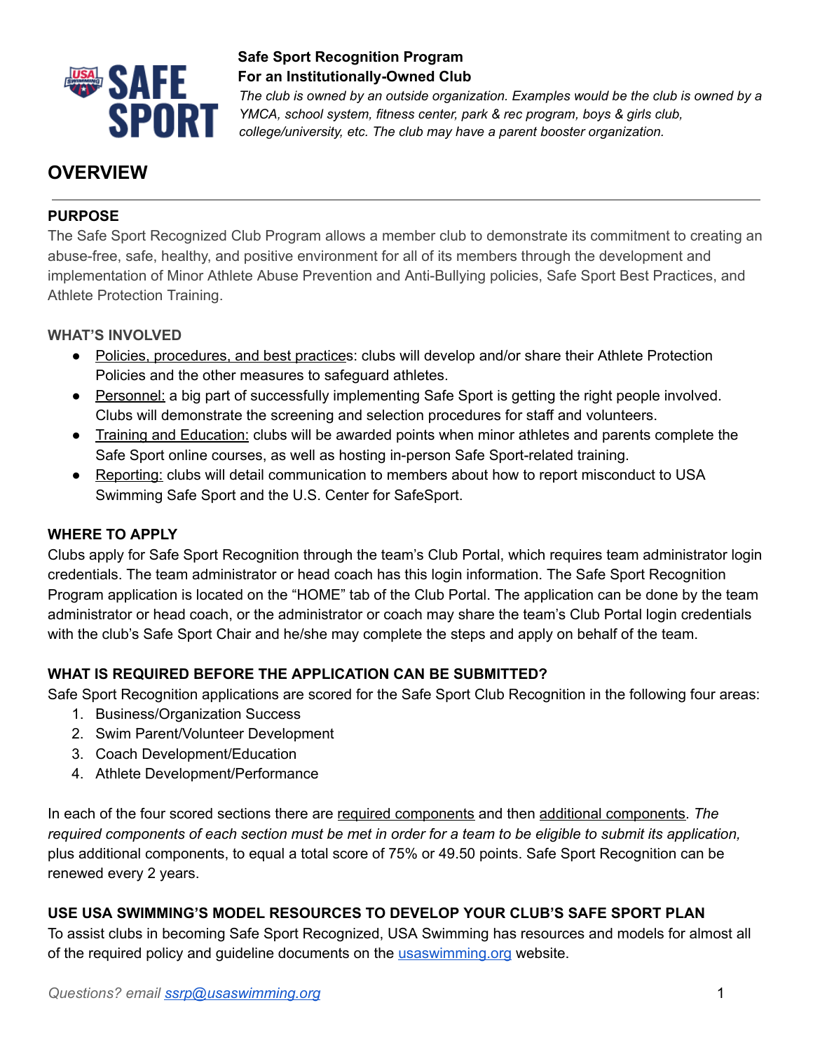**Safe Sport Recognition Program**
**For an Institutionally-Owned Club**

*The club is owned by an outside organization. Examples would be the club is owned by a YMCA, school system, fitness center, park & rec program, boys & girls club, college/university, etc. The club may have a parent booster organization.*

# OVERVIEW

## PURPOSE

The Safe Sport Recognized Club Program allows a member club to demonstrate its commitment to creating an abuse-free, safe, healthy, and positive environment for all of its members through the development and implementation of Minor Athlete Abuse Prevention and Anti-Bullying policies, Safe Sport Best Practices, and Athlete Protection Training.

## WHAT'S INVOLVED

- Policies, procedures, and best practices: clubs will develop and/or share their Athlete Protection Policies and the other measures to safeguard athletes.
- Personnel: a big part of successfully implementing Safe Sport is getting the right people involved. Clubs will demonstrate the screening and selection procedures for staff and volunteers.
- Training and Education: clubs will be awarded points when minor athletes and parents complete the Safe Sport online courses, as well as hosting in-person Safe Sport-related training.
- Reporting: clubs will detail communication to members about how to report misconduct to USA Swimming Safe Sport and the U.S. Center for SafeSport.

## WHERE TO APPLY

Clubs apply for Safe Sport Recognition through the team's Club Portal, which requires team administrator login credentials. The team administrator or head coach has this login information. The Safe Sport Recognition Program application is located on the "HOME" tab of the Club Portal. The application can be done by the team administrator or head coach, or the administrator or coach may share the team's Club Portal login credentials with the club's Safe Sport Chair and he/she may complete the steps and apply on behalf of the team.

## WHAT IS REQUIRED BEFORE THE APPLICATION CAN BE SUBMITTED?

Safe Sport Recognition applications are scored for the Safe Sport Club Recognition in the following four areas:

1. Business/Organization Success
2. Swim Parent/Volunteer Development
3. Coach Development/Education
4. Athlete Development/Performance

In each of the four scored sections there are required components and then additional components. *The required components of each section must be met in order for a team to be eligible to submit its application,* plus additional components, to equal a total score of 75% or 49.50 points. Safe Sport Recognition can be renewed every 2 years.

## USE USA SWIMMING'S MODEL RESOURCES TO DEVELOP YOUR CLUB'S SAFE SPORT PLAN

To assist clubs in becoming Safe Sport Recognized, USA Swimming has resources and models for almost all of the required policy and guideline documents on the [usaswimming.org](usaswimming.org) website.

*Questions? email [ssrp@usaswimming.org](mailto:ssrp@usaswimming.org)*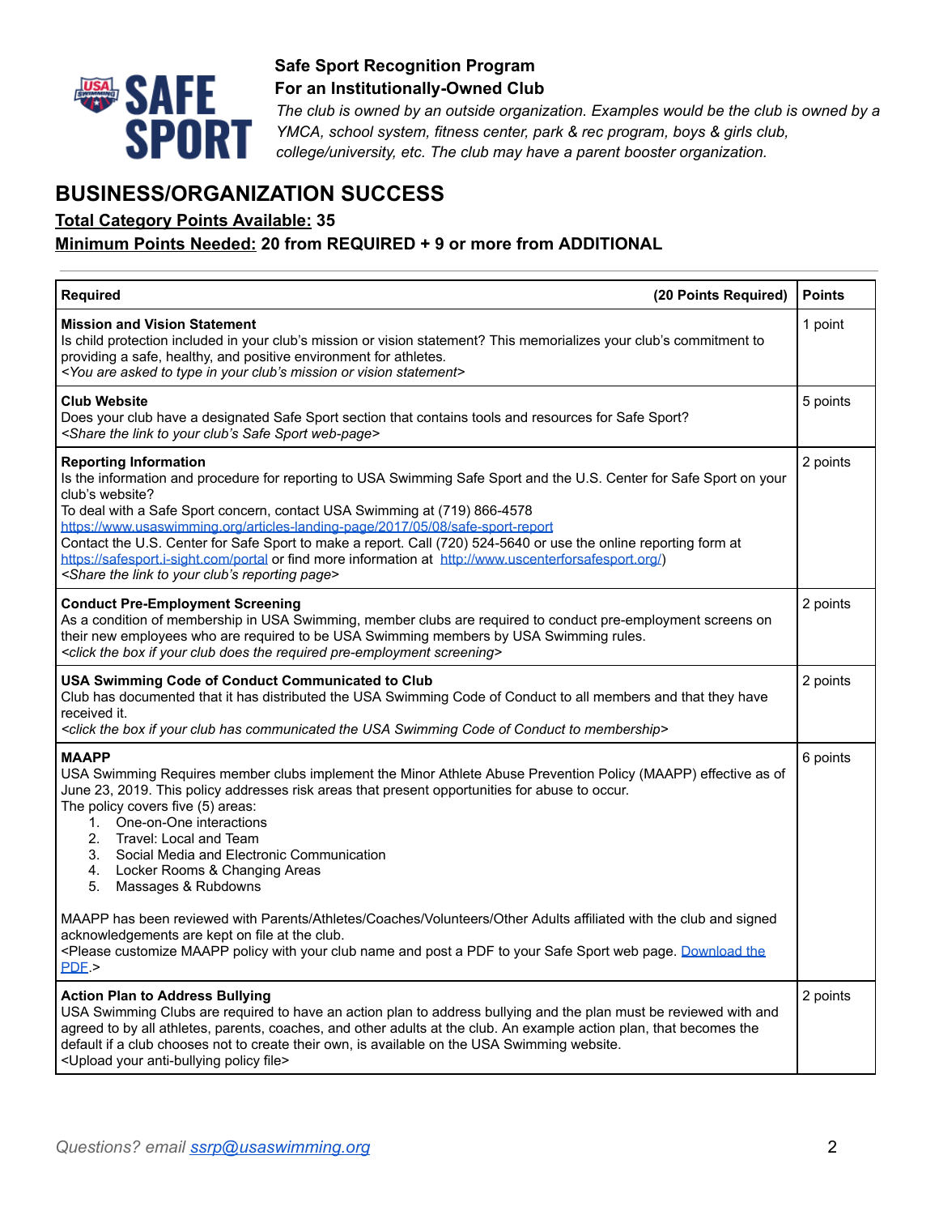**Safe Sport Recognition Program**
**For an Institutionally-Owned Club**
*The club is owned by an outside organization. Examples would be the club is owned by a YMCA, school system, fitness center, park & rec program, boys & girls club, college/university, etc. The club may have a parent booster organization.*

## BUSINESS/ORGANIZATION SUCCESS

**Total Category Points Available: 35**
**Minimum Points Needed: 20 from REQUIRED + 9 or more from ADDITIONAL**

---

| **Required** (20 Points Required) | **Points** |
|---|---|
| **Mission and Vision Statement**<br>Is child protection included in your club's mission or vision statement? This memorializes your club's commitment to providing a safe, healthy, and positive environment for athletes.<br>*<You are asked to type in your club's mission or vision statement>* | 1 point |
| **Club Website**<br>Does your club have a designated Safe Sport section that contains tools and resources for Safe Sport?<br>*<Share the link to your club's Safe Sport web-page>* | 5 points |
| **Reporting Information**<br>Is the information and procedure for reporting to USA Swimming Safe Sport and the U.S. Center for Safe Sport on your club's website?<br>To deal with a Safe Sport concern, contact USA Swimming at (719) 866-4578 https://www.usaswimming.org/articles-landing-page/2017/05/08/safe-sport-report<br>Contact the U.S. Center for Safe Sport to make a report. Call (720) 524-5640 or use the online reporting form at https://safesport.i-sight.com/portal or find more information at http://www.uscenterforsafesport.org/)<br>*<Share the link to your club's reporting page>* | 2 points |
| **Conduct Pre-Employment Screening**<br>As a condition of membership in USA Swimming, member clubs are required to conduct pre-employment screens on their new employees who are required to be USA Swimming members by USA Swimming rules.<br>*<click the box if your club does the required pre-employment screening>* | 2 points |
| **USA Swimming Code of Conduct Communicated to Club**<br>Club has documented that it has distributed the USA Swimming Code of Conduct to all members and that they have received it.<br>*<click the box if your club has communicated the USA Swimming Code of Conduct to membership>* | 2 points |
| **MAAPP**<br>USA Swimming Requires member clubs implement the Minor Athlete Abuse Prevention Policy (MAAPP) effective as of June 23, 2019. This policy addresses risk areas that present opportunities for abuse to occur.<br>The policy covers five (5) areas:<br>1. One-on-One interactions<br>2. Travel: Local and Team<br>3. Social Media and Electronic Communication<br>4. Locker Rooms & Changing Areas<br>5. Massages & Rubdowns<br><br>MAAPP has been reviewed with Parents/Athletes/Coaches/Volunteers/Other Adults affiliated with the club and signed acknowledgements are kept on file at the club.<br><Please customize MAAPP policy with your club name and post a PDF to your Safe Sport web page. Download the PDF.> | 6 points |
| **Action Plan to Address Bullying**<br>USA Swimming Clubs are required to have an action plan to address bullying and the plan must be reviewed with and agreed to by all athletes, parents, coaches, and other adults at the club. An example action plan, that becomes the default if a club chooses not to create their own, is available on the USA Swimming website.<br><Upload your anti-bullying policy file> | 2 points |

*Questions? email ssrp@usaswimming.org*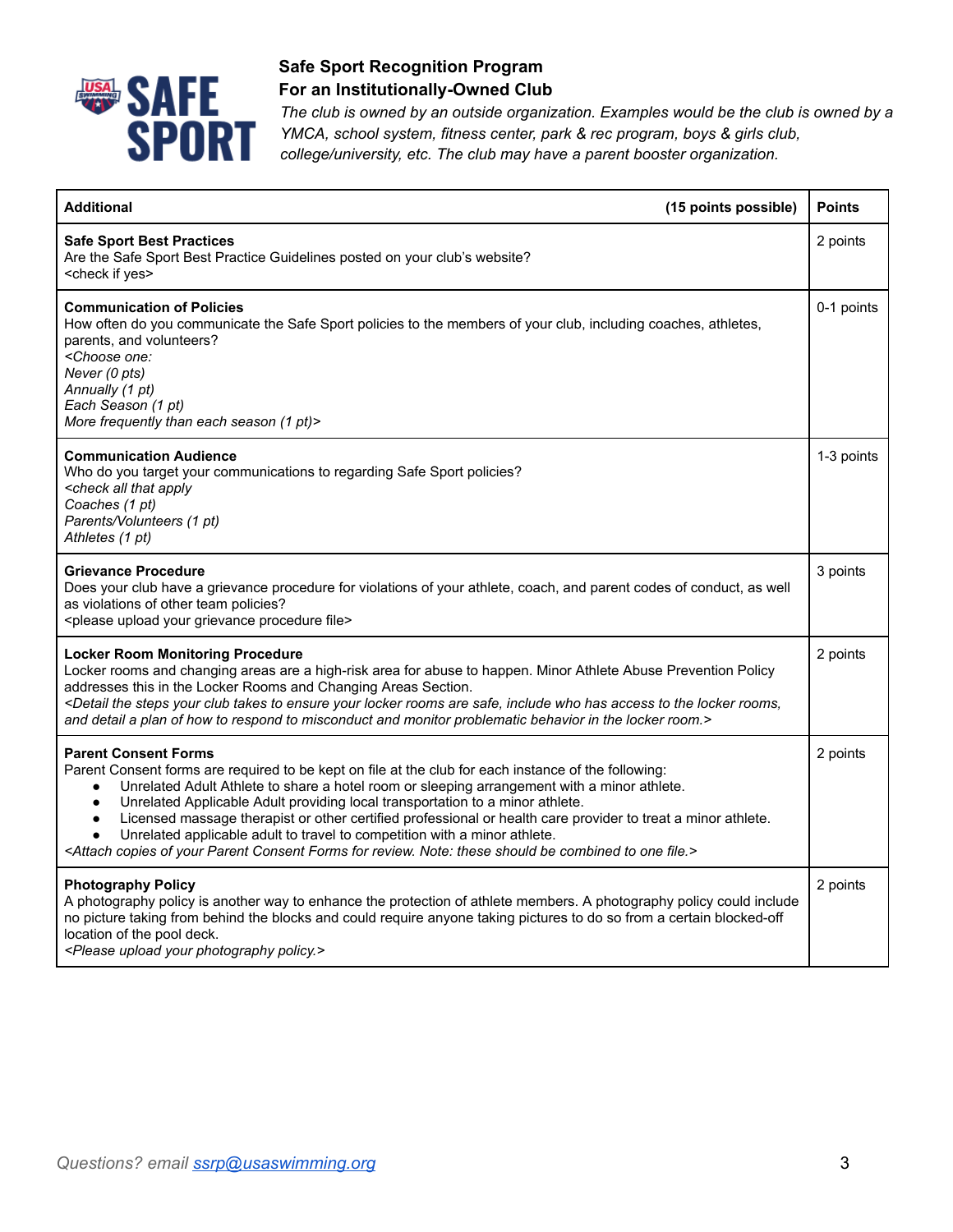**Safe Sport Recognition Program**
**For an Institutionally-Owned Club**

*The club is owned by an outside organization. Examples would be the club is owned by a YMCA, school system, fitness center, park & rec program, boys & girls club, college/university, etc. The club may have a parent booster organization.*

| **Additional** (15 points possible) | **Points** |
|---|---|
| **Safe Sport Best Practices**<br>Are the Safe Sport Best Practice Guidelines posted on your club's website?<br><check if yes> | 2 points |
| **Communication of Policies**<br>How often do you communicate the Safe Sport policies to the members of your club, including coaches, athletes, parents, and volunteers?<br>*<Choose one:*<br>*Never (0 pts)*<br>*Annually (1 pt)*<br>*Each Season (1 pt)*<br>*More frequently than each season (1 pt)>* | 0-1 points |
| **Communication Audience**<br>Who do you target your communications to regarding Safe Sport policies?<br>*<check all that apply*<br>*Coaches (1 pt)*<br>*Parents/Volunteers (1 pt)*<br>*Athletes (1 pt)* | 1-3 points |
| **Grievance Procedure**<br>Does your club have a grievance procedure for violations of your athlete, coach, and parent codes of conduct, as well as violations of other team policies?<br><please upload your grievance procedure file> | 3 points |
| **Locker Room Monitoring Procedure**<br>Locker rooms and changing areas are a high-risk area for abuse to happen. Minor Athlete Abuse Prevention Policy addresses this in the Locker Rooms and Changing Areas Section.<br>*<Detail the steps your club takes to ensure your locker rooms are safe, include who has access to the locker rooms, and detail a plan of how to respond to misconduct and monitor problematic behavior in the locker room.>* | 2 points |
| **Parent Consent Forms**<br>Parent Consent forms are required to be kept on file at the club for each instance of the following:<br>• Unrelated Adult Athlete to share a hotel room or sleeping arrangement with a minor athlete.<br>• Unrelated Applicable Adult providing local transportation to a minor athlete.<br>• Licensed massage therapist or other certified professional or health care provider to treat a minor athlete.<br>• Unrelated applicable adult to travel to competition with a minor athlete.<br>*<Attach copies of your Parent Consent Forms for review. Note: these should be combined to one file.>* | 2 points |
| **Photography Policy**<br>A photography policy is another way to enhance the protection of athlete members. A photography policy could include no picture taking from behind the blocks and could require anyone taking pictures to do so from a certain blocked-off location of the pool deck.<br>*<Please upload your photography policy.>* | 2 points |

*Questions? email [ssrp@usaswimming.org](mailto:ssrp@usaswimming.org)*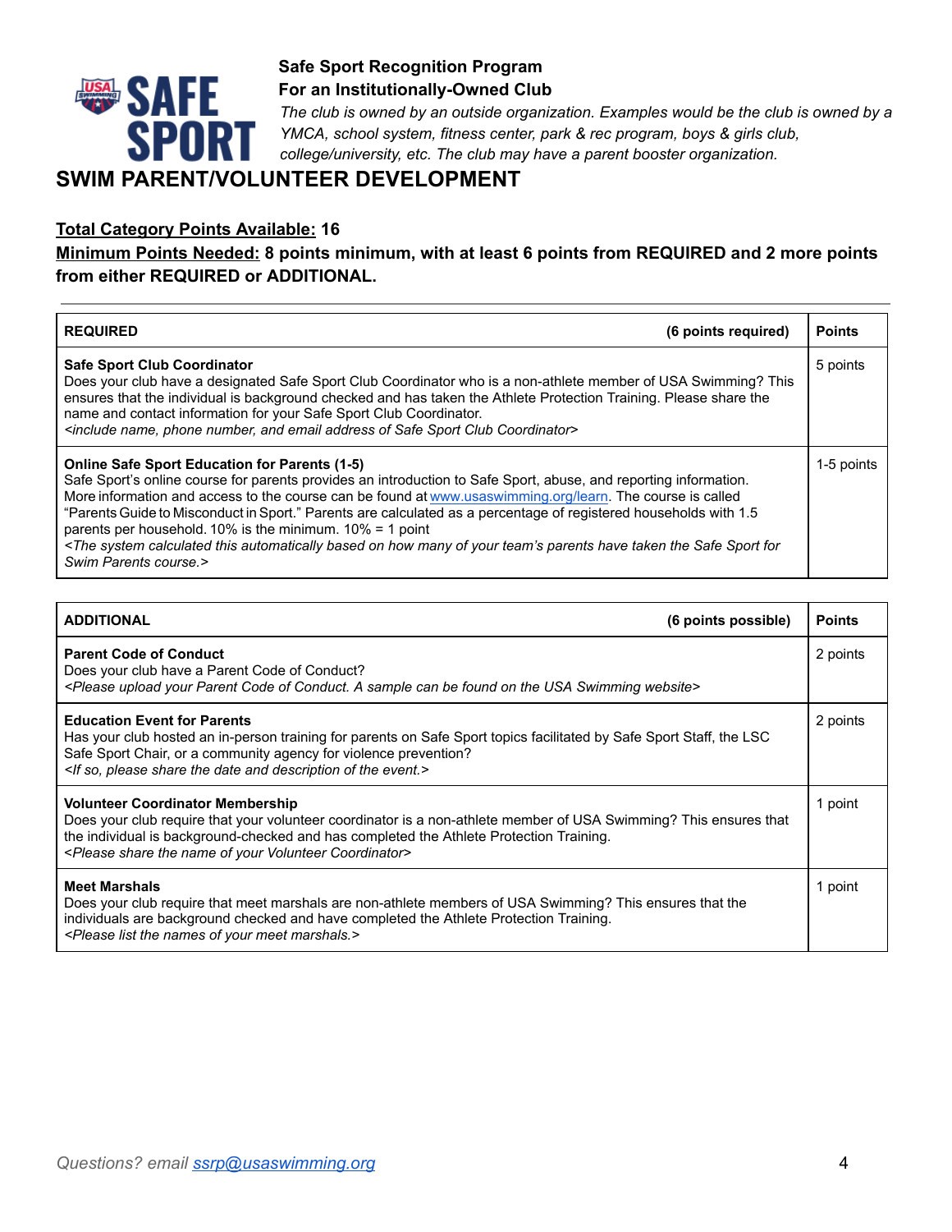**Safe Sport Recognition Program**
**For an Institutionally-Owned Club**

*The club is owned by an outside organization. Examples would be the club is owned by a YMCA, school system, fitness center, park & rec program, boys & girls club, college/university, etc. The club may have a parent booster organization.*

# SWIM PARENT/VOLUNTEER DEVELOPMENT

**Total Category Points Available: 16**

**Minimum Points Needed: 8 points minimum, with at least 6 points from REQUIRED and 2 more points from either REQUIRED or ADDITIONAL.**

---

| **REQUIRED** (6 points required) | **Points** |
|---|---|
| **Safe Sport Club Coordinator**<br>Does your club have a designated Safe Sport Club Coordinator who is a non-athlete member of USA Swimming? This ensures that the individual is background checked and has taken the Athlete Protection Training. Please share the name and contact information for your Safe Sport Club Coordinator.<br>*<include name, phone number, and email address of Safe Sport Club Coordinator>* | 5 points |
| **Online Safe Sport Education for Parents (1-5)**<br>Safe Sport's online course for parents provides an introduction to Safe Sport, abuse, and reporting information. More information and access to the course can be found at www.usaswimming.org/learn. The course is called "Parents Guide to Misconduct in Sport." Parents are calculated as a percentage of registered households with 1.5 parents per household. 10% is the minimum. 10% = 1 point<br>*<The system calculated this automatically based on how many of your team's parents have taken the Safe Sport for Swim Parents course.>* | 1-5 points |

| **ADDITIONAL** (6 points possible) | **Points** |
|---|---|
| **Parent Code of Conduct**<br>Does your club have a Parent Code of Conduct?<br>*<Please upload your Parent Code of Conduct. A sample can be found on the USA Swimming website>* | 2 points |
| **Education Event for Parents**<br>Has your club hosted an in-person training for parents on Safe Sport topics facilitated by Safe Sport Staff, the LSC Safe Sport Chair, or a community agency for violence prevention?<br>*<If so, please share the date and description of the event.>* | 2 points |
| **Volunteer Coordinator Membership**<br>Does your club require that your volunteer coordinator is a non-athlete member of USA Swimming? This ensures that the individual is background-checked and has completed the Athlete Protection Training.<br>*<Please share the name of your Volunteer Coordinator>* | 1 point |
| **Meet Marshals**<br>Does your club require that meet marshals are non-athlete members of USA Swimming? This ensures that the individuals are background checked and have completed the Athlete Protection Training.<br>*<Please list the names of your meet marshals.>* | 1 point |

*Questions? email ssrp@usaswimming.org*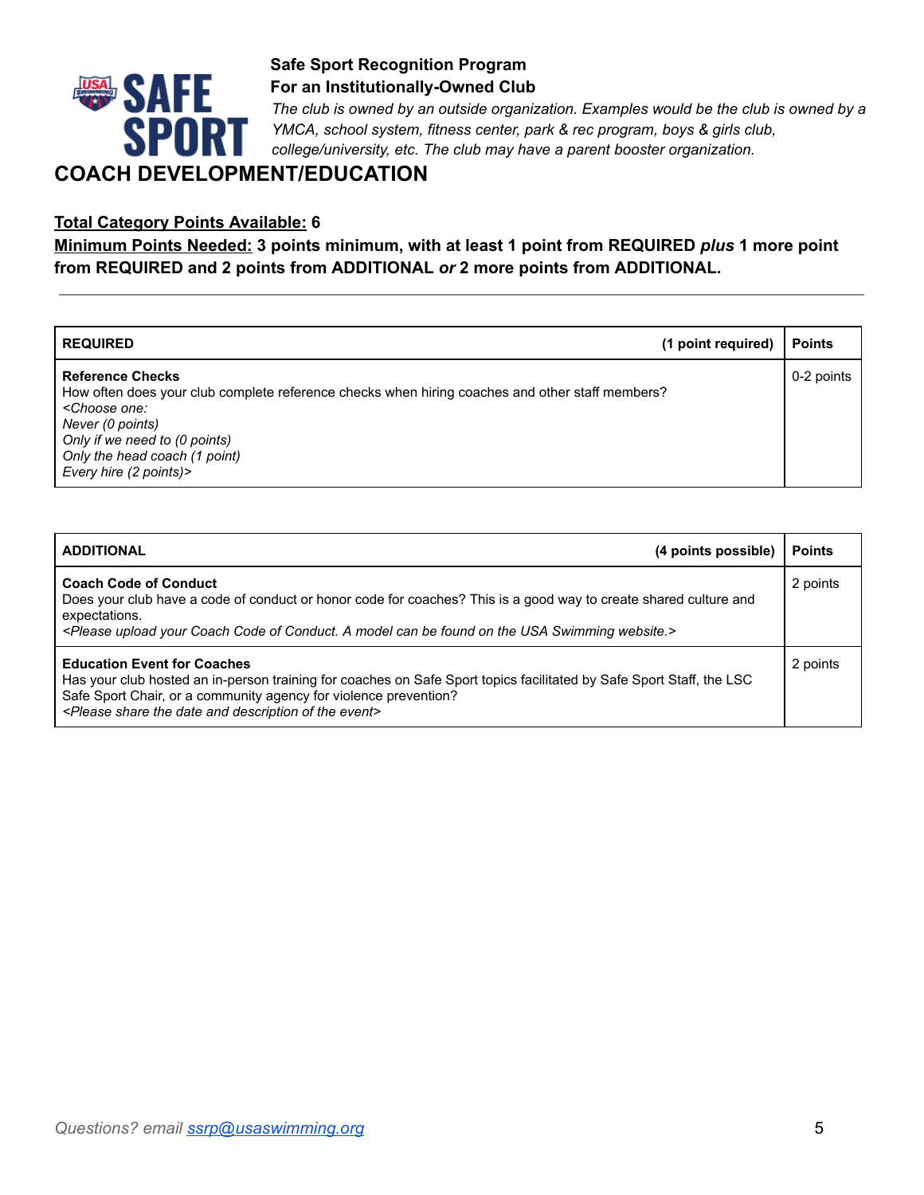**Safe Sport Recognition Program**
**For an Institutionally-Owned Club**
*The club is owned by an outside organization. Examples would be the club is owned by a YMCA, school system, fitness center, park & rec program, boys & girls club, college/university, etc. The club may have a parent booster organization.*

# COACH DEVELOPMENT/EDUCATION

**Total Category Points Available: 6**
**Minimum Points Needed: 3 points minimum, with at least 1 point from REQUIRED *plus* 1 more point from REQUIRED and 2 points from ADDITIONAL *or* 2 more points from ADDITIONAL.**

---

| REQUIRED (1 point required) | Points |
| --- | --- |
| **Reference Checks**<br>How often does your club complete reference checks when hiring coaches and other staff members?<br>*<Choose one:*<br>*Never (0 points)*<br>*Only if we need to (0 points)*<br>*Only the head coach (1 point)*<br>*Every hire (2 points)>* | 0-2 points |

| ADDITIONAL (4 points possible) | Points |
| --- | --- |
| **Coach Code of Conduct**<br>Does your club have a code of conduct or honor code for coaches? This is a good way to create shared culture and expectations.<br>*<Please upload your Coach Code of Conduct. A model can be found on the USA Swimming website.>* | 2 points |
| **Education Event for Coaches**<br>Has your club hosted an in-person training for coaches on Safe Sport topics facilitated by Safe Sport Staff, the LSC Safe Sport Chair, or a community agency for violence prevention?<br>*<Please share the date and description of the event>* | 2 points |

*Questions? email [ssrp@usaswimming.org](mailto:ssrp@usaswimming.org)*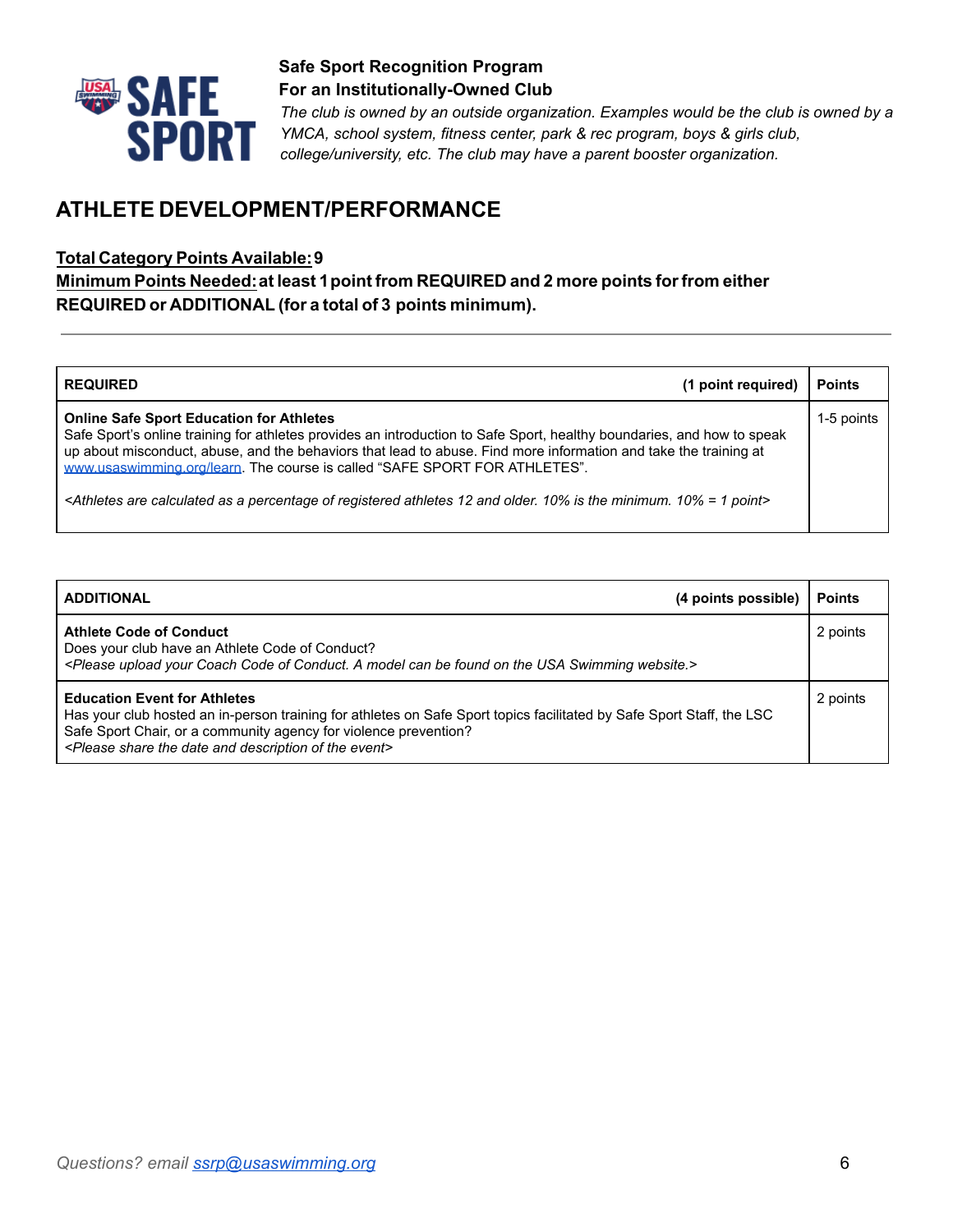**Safe Sport Recognition Program**
**For an Institutionally-Owned Club**
*The club is owned by an outside organization. Examples would be the club is owned by a YMCA, school system, fitness center, park & rec program, boys & girls club, college/university, etc. The club may have a parent booster organization.*

# ATHLETE DEVELOPMENT/PERFORMANCE

**Total Category Points Available: 9**
**Minimum Points Needed: at least 1 point from REQUIRED and 2 more points for from either REQUIRED or ADDITIONAL (for a total of 3 points minimum).**

---

| REQUIRED (1 point required) | Points |
| --- | --- |
| **Online Safe Sport Education for Athletes**<br>Safe Sport's online training for athletes provides an introduction to Safe Sport, healthy boundaries, and how to speak up about misconduct, abuse, and the behaviors that lead to abuse. Find more information and take the training at www.usaswimming.org/learn. The course is called "SAFE SPORT FOR ATHLETES".<br><br>*<Athletes are calculated as a percentage of registered athletes 12 and older. 10% is the minimum. 10% = 1 point>* | 1-5 points |

| ADDITIONAL (4 points possible) | Points |
| --- | --- |
| **Athlete Code of Conduct**<br>Does your club have an Athlete Code of Conduct?<br>*<Please upload your Coach Code of Conduct. A model can be found on the USA Swimming website.>* | 2 points |
| **Education Event for Athletes**<br>Has your club hosted an in-person training for athletes on Safe Sport topics facilitated by Safe Sport Staff, the LSC Safe Sport Chair, or a community agency for violence prevention?<br>*<Please share the date and description of the event>* | 2 points |

*Questions? email ssrp@usaswimming.org*